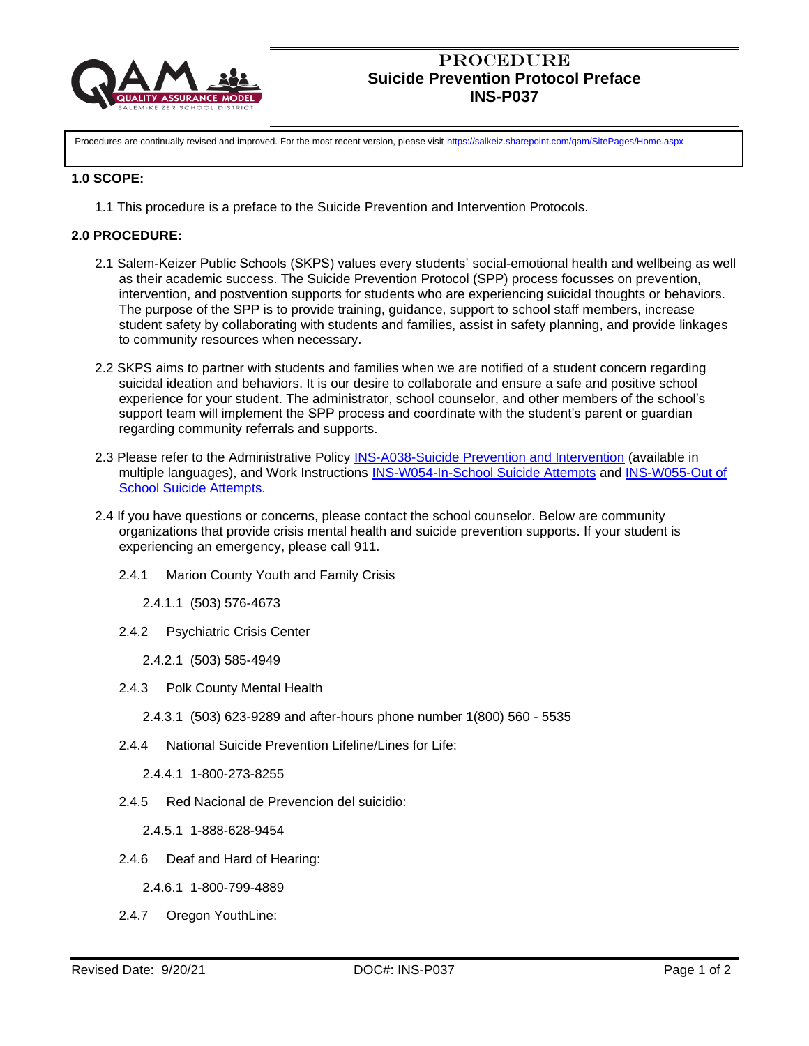# PROCEDURE
## Suicide Prevention Protocol Preface
## INS-P037

Procedures are continually revised and improved. For the most recent version, please visit https://salkeiz.sharepoint.com/qam/SitePages/Home.aspx

**1.0 SCOPE:**

1.1 This procedure is a preface to the Suicide Prevention and Intervention Protocols.

**2.0 PROCEDURE:**

2.1 Salem-Keizer Public Schools (SKPS) values every students' social-emotional health and wellbeing as well as their academic success. The Suicide Prevention Protocol (SPP) process focusses on prevention, intervention, and postvention supports for students who are experiencing suicidal thoughts or behaviors. The purpose of the SPP is to provide training, guidance, support to school staff members, increase student safety by collaborating with students and families, assist in safety planning, and provide linkages to community resources when necessary.

2.2 SKPS aims to partner with students and families when we are notified of a student concern regarding suicidal ideation and behaviors. It is our desire to collaborate and ensure a safe and positive school experience for your student. The administrator, school counselor, and other members of the school's support team will implement the SPP process and coordinate with the student's parent or guardian regarding community referrals and supports.

2.3 Please refer to the Administrative Policy INS-A038-Suicide Prevention and Intervention (available in multiple languages), and Work Instructions INS-W054-In-School Suicide Attempts and INS-W055-Out of School Suicide Attempts.

2.4 If you have questions or concerns, please contact the school counselor. Below are community organizations that provide crisis mental health and suicide prevention supports. If your student is experiencing an emergency, please call 911.

2.4.1 Marion County Youth and Family Crisis

2.4.1.1 (503) 576-4673

2.4.2 Psychiatric Crisis Center

2.4.2.1 (503) 585-4949

2.4.3 Polk County Mental Health

2.4.3.1 (503) 623-9289 and after-hours phone number 1(800) 560 - 5535

2.4.4 National Suicide Prevention Lifeline/Lines for Life:

2.4.4.1 1-800-273-8255

2.4.5 Red Nacional de Prevencion del suicidio:

2.4.5.1 1-888-628-9454

2.4.6 Deaf and Hard of Hearing:

2.4.6.1 1-800-799-4889

2.4.7 Oregon YouthLine: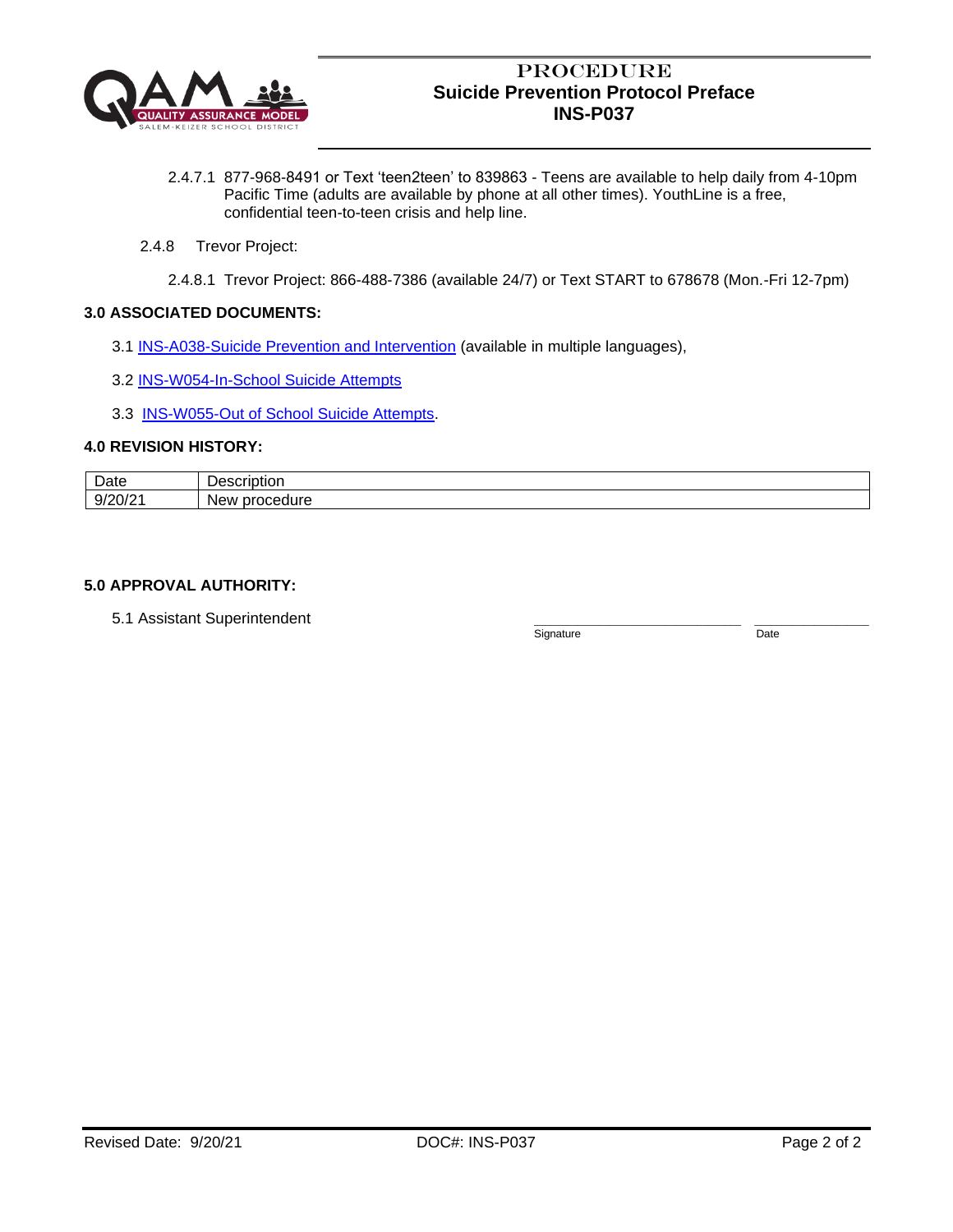2.4.7.1 877-968-8491 or Text 'teen2teen' to 839863 - Teens are available to help daily from 4-10pm Pacific Time (adults are available by phone at all other times). YouthLine is a free, confidential teen-to-teen crisis and help line.

2.4.8 Trevor Project:

2.4.8.1 Trevor Project: 866-488-7386 (available 24/7) or Text START to 678678 (Mon.-Fri 12-7pm)

### 3.0 ASSOCIATED DOCUMENTS:

3.1 INS-A038-Suicide Prevention and Intervention (available in multiple languages),

3.2 INS-W054-In-School Suicide Attempts

3.3 INS-W055-Out of School Suicide Attempts.

### 4.0 REVISION HISTORY:

| Date | Description |
|---|---|
| 9/20/21 | New procedure |

### 5.0 APPROVAL AUTHORITY:

5.1 Assistant Superintendent

Signature ______________________ Date ______________